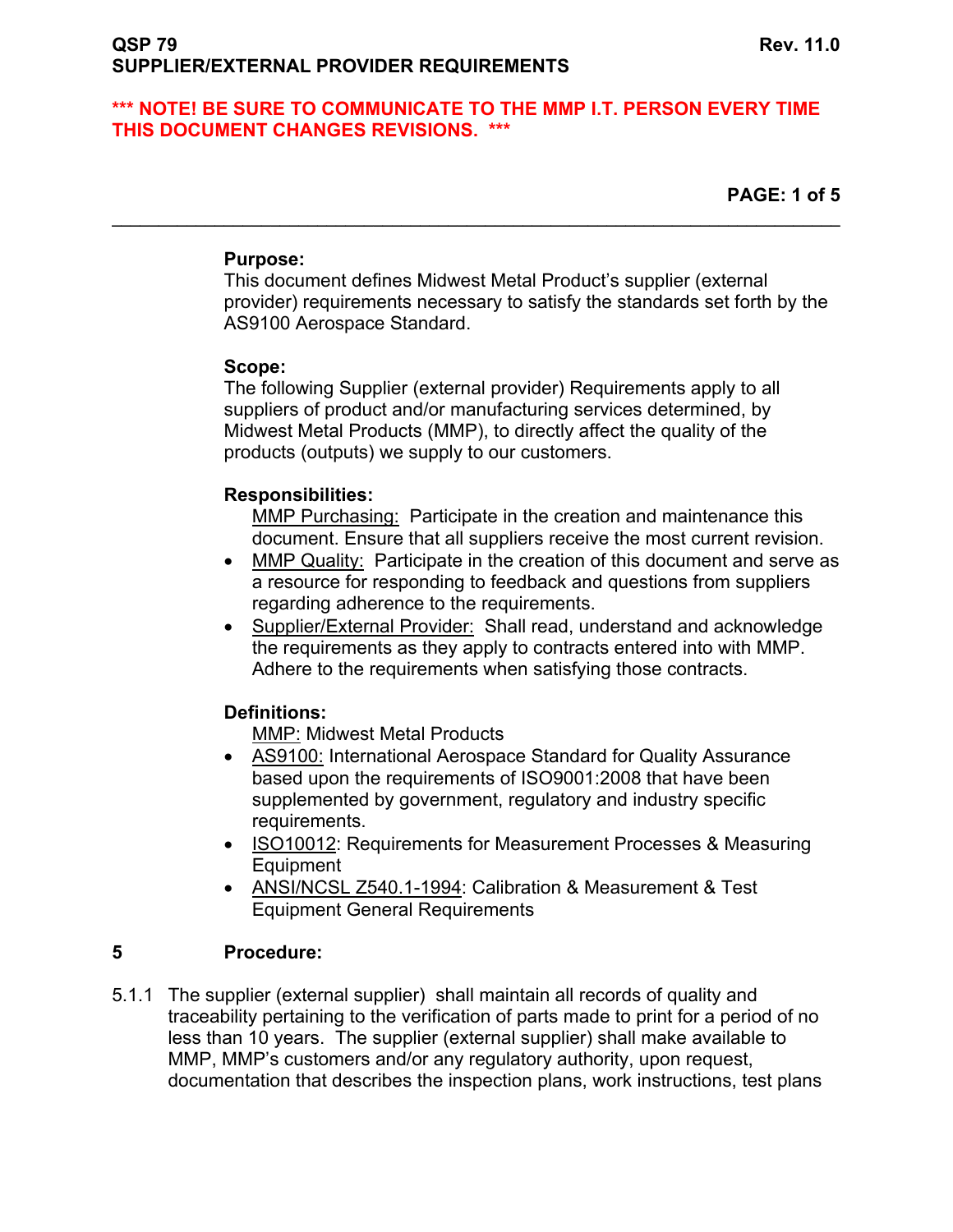**QSP 79 Rev. 11.0**
**SUPPLIER/EXTERNAL PROVIDER REQUIREMENTS**

*** NOTE! BE SURE TO COMMUNICATE TO THE MMP I.T. PERSON EVERY TIME THIS DOCUMENT CHANGES REVISIONS. ***

**Purpose:**
This document defines Midwest Metal Product's supplier (external provider) requirements necessary to satisfy the standards set forth by the AS9100 Aerospace Standard.

**Scope:**
The following Supplier (external provider) Requirements apply to all suppliers of product and/or manufacturing services determined, by Midwest Metal Products (MMP), to directly affect the quality of the products (outputs) we supply to our customers.

**Responsibilities:**

- MMP Purchasing: Participate in the creation and maintenance this document. Ensure that all suppliers receive the most current revision.
- MMP Quality: Participate in the creation of this document and serve as a resource for responding to feedback and questions from suppliers regarding adherence to the requirements.
- Supplier/External Provider: Shall read, understand and acknowledge the requirements as they apply to contracts entered into with MMP. Adhere to the requirements when satisfying those contracts.

**Definitions:**

- MMP: Midwest Metal Products
- AS9100: International Aerospace Standard for Quality Assurance based upon the requirements of ISO9001:2008 that have been supplemented by government, regulatory and industry specific requirements.
- ISO10012: Requirements for Measurement Processes & Measuring Equipment
- ANSI/NCSL Z540.1-1994: Calibration & Measurement & Test Equipment General Requirements

## 5 Procedure:

5.1.1 The supplier (external supplier) shall maintain all records of quality and traceability pertaining to the verification of parts made to print for a period of no less than 10 years. The supplier (external supplier) shall make available to MMP, MMP's customers and/or any regulatory authority, upon request, documentation that describes the inspection plans, work instructions, test plans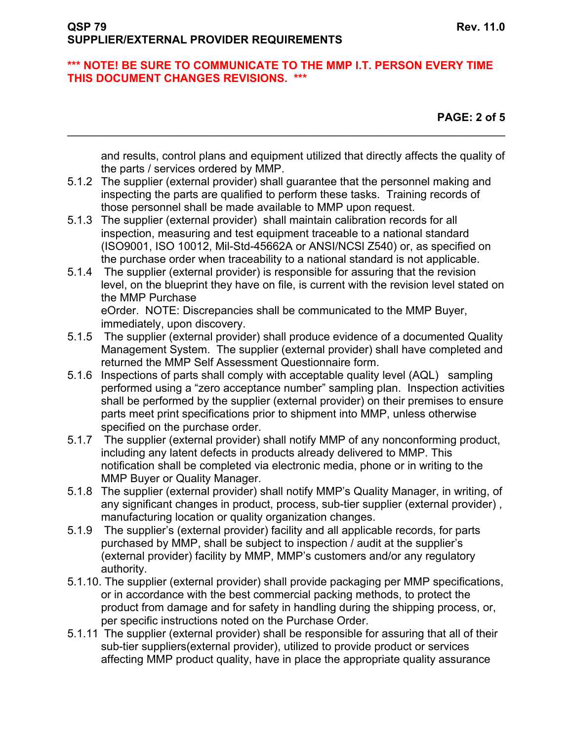and results, control plans and equipment utilized that directly affects the quality of the parts / services ordered by MMP.

5.1.2 The supplier (external provider) shall guarantee that the personnel making and inspecting the parts are qualified to perform these tasks. Training records of those personnel shall be made available to MMP upon request.

5.1.3 The supplier (external provider) shall maintain calibration records for all inspection, measuring and test equipment traceable to a national standard (ISO9001, ISO 10012, Mil-Std-45662A or ANSI/NCSl Z540) or, as specified on the purchase order when traceability to a national standard is not applicable.

5.1.4 The supplier (external provider) is responsible for assuring that the revision level, on the blueprint they have on file, is current with the revision level stated on the MMP Purchase eOrder. NOTE: Discrepancies shall be communicated to the MMP Buyer, immediately, upon discovery.

5.1.5 The supplier (external provider) shall produce evidence of a documented Quality Management System. The supplier (external provider) shall have completed and returned the MMP Self Assessment Questionnaire form.

5.1.6 Inspections of parts shall comply with acceptable quality level (AQL) sampling performed using a “zero acceptance number” sampling plan. Inspection activities shall be performed by the supplier (external provider) on their premises to ensure parts meet print specifications prior to shipment into MMP, unless otherwise specified on the purchase order.

5.1.7 The supplier (external provider) shall notify MMP of any nonconforming product, including any latent defects in products already delivered to MMP. This notification shall be completed via electronic media, phone or in writing to the MMP Buyer or Quality Manager.

5.1.8 The supplier (external provider) shall notify MMP’s Quality Manager, in writing, of any significant changes in product, process, sub-tier supplier (external provider) , manufacturing location or quality organization changes.

5.1.9 The supplier’s (external provider) facility and all applicable records, for parts purchased by MMP, shall be subject to inspection / audit at the supplier’s (external provider) facility by MMP, MMP’s customers and/or any regulatory authority.

5.1.10. The supplier (external provider) shall provide packaging per MMP specifications, or in accordance with the best commercial packing methods, to protect the product from damage and for safety in handling during the shipping process, or, per specific instructions noted on the Purchase Order.

5.1.11 The supplier (external provider) shall be responsible for assuring that all of their sub-tier suppliers(external provider), utilized to provide product or services affecting MMP product quality, have in place the appropriate quality assurance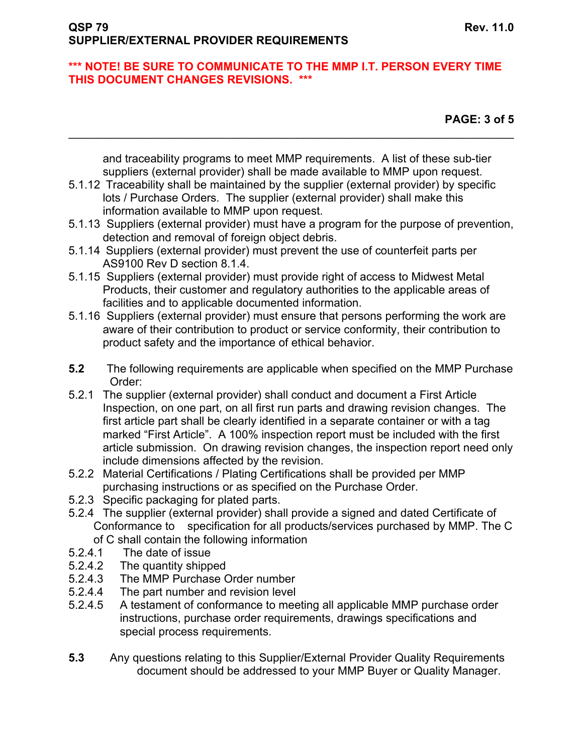and traceability programs to meet MMP requirements. A list of these sub-tier suppliers (external provider) shall be made available to MMP upon request.

5.1.12 Traceability shall be maintained by the supplier (external provider) by specific lots / Purchase Orders. The supplier (external provider) shall make this information available to MMP upon request.

5.1.13 Suppliers (external provider) must have a program for the purpose of prevention, detection and removal of foreign object debris.

5.1.14 Suppliers (external provider) must prevent the use of counterfeit parts per AS9100 Rev D section 8.1.4.

5.1.15 Suppliers (external provider) must provide right of access to Midwest Metal Products, their customer and regulatory authorities to the applicable areas of facilities and to applicable documented information.

5.1.16 Suppliers (external provider) must ensure that persons performing the work are aware of their contribution to product or service conformity, their contribution to product safety and the importance of ethical behavior.

**5.2** The following requirements are applicable when specified on the MMP Purchase Order:

5.2.1 The supplier (external provider) shall conduct and document a First Article Inspection, on one part, on all first run parts and drawing revision changes. The first article part shall be clearly identified in a separate container or with a tag marked “First Article”. A 100% inspection report must be included with the first article submission. On drawing revision changes, the inspection report need only include dimensions affected by the revision.

5.2.2 Material Certifications / Plating Certifications shall be provided per MMP purchasing instructions or as specified on the Purchase Order.

5.2.3 Specific packaging for plated parts.

5.2.4 The supplier (external provider) shall provide a signed and dated Certificate of Conformance to specification for all products/services purchased by MMP. The C of C shall contain the following information

5.2.4.1 The date of issue

5.2.4.2 The quantity shipped

5.2.4.3 The MMP Purchase Order number

5.2.4.4 The part number and revision level

5.2.4.5 A testament of conformance to meeting all applicable MMP purchase order instructions, purchase order requirements, drawings specifications and special process requirements.

**5.3** Any questions relating to this Supplier/External Provider Quality Requirements document should be addressed to your MMP Buyer or Quality Manager.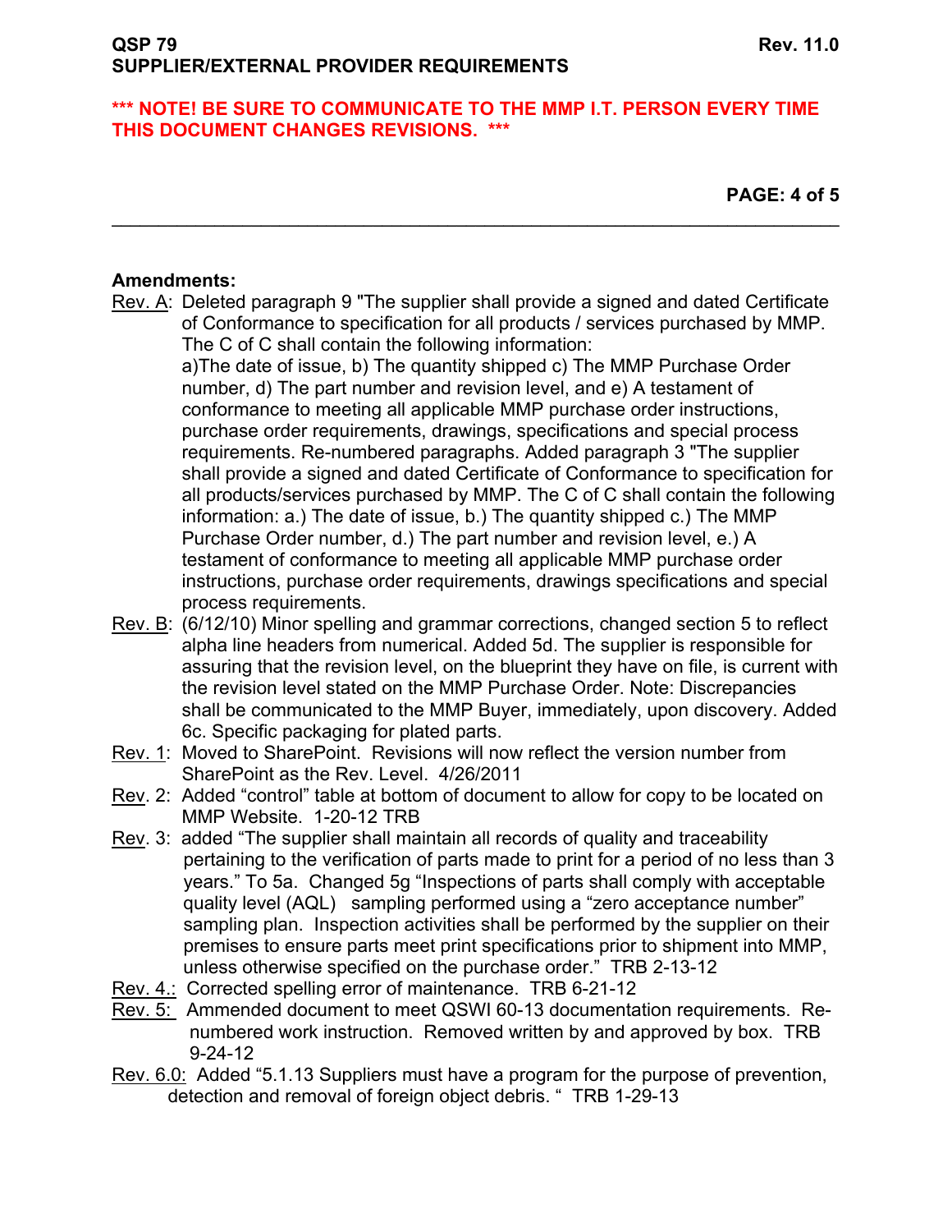**Amendments:**

Rev. A: Deleted paragraph 9 "The supplier shall provide a signed and dated Certificate of Conformance to specification for all products / services purchased by MMP. The C of C shall contain the following information:
a)The date of issue, b) The quantity shipped c) The MMP Purchase Order number, d) The part number and revision level, and e) A testament of conformance to meeting all applicable MMP purchase order instructions, purchase order requirements, drawings, specifications and special process requirements. Re-numbered paragraphs. Added paragraph 3 "The supplier shall provide a signed and dated Certificate of Conformance to specification for all products/services purchased by MMP. The C of C shall contain the following information: a.) The date of issue, b.) The quantity shipped c.) The MMP Purchase Order number, d.) The part number and revision level, e.) A testament of conformance to meeting all applicable MMP purchase order instructions, purchase order requirements, drawings specifications and special process requirements.

Rev. B: (6/12/10) Minor spelling and grammar corrections, changed section 5 to reflect alpha line headers from numerical. Added 5d. The supplier is responsible for assuring that the revision level, on the blueprint they have on file, is current with the revision level stated on the MMP Purchase Order. Note: Discrepancies shall be communicated to the MMP Buyer, immediately, upon discovery. Added 6c. Specific packaging for plated parts.

Rev. 1: Moved to SharePoint. Revisions will now reflect the version number from SharePoint as the Rev. Level. 4/26/2011

Rev. 2: Added "control" table at bottom of document to allow for copy to be located on MMP Website. 1-20-12 TRB

Rev. 3: added "The supplier shall maintain all records of quality and traceability pertaining to the verification of parts made to print for a period of no less than 3 years." To 5a. Changed 5g "Inspections of parts shall comply with acceptable quality level (AQL) sampling performed using a "zero acceptance number" sampling plan. Inspection activities shall be performed by the supplier on their premises to ensure parts meet print specifications prior to shipment into MMP, unless otherwise specified on the purchase order." TRB 2-13-12

Rev. 4.: Corrected spelling error of maintenance. TRB 6-21-12

Rev. 5: Ammended document to meet QSWI 60-13 documentation requirements. Re-numbered work instruction. Removed written by and approved by box. TRB 9-24-12

Rev. 6.0: Added "5.1.13 Suppliers must have a program for the purpose of prevention, detection and removal of foreign object debris. " TRB 1-29-13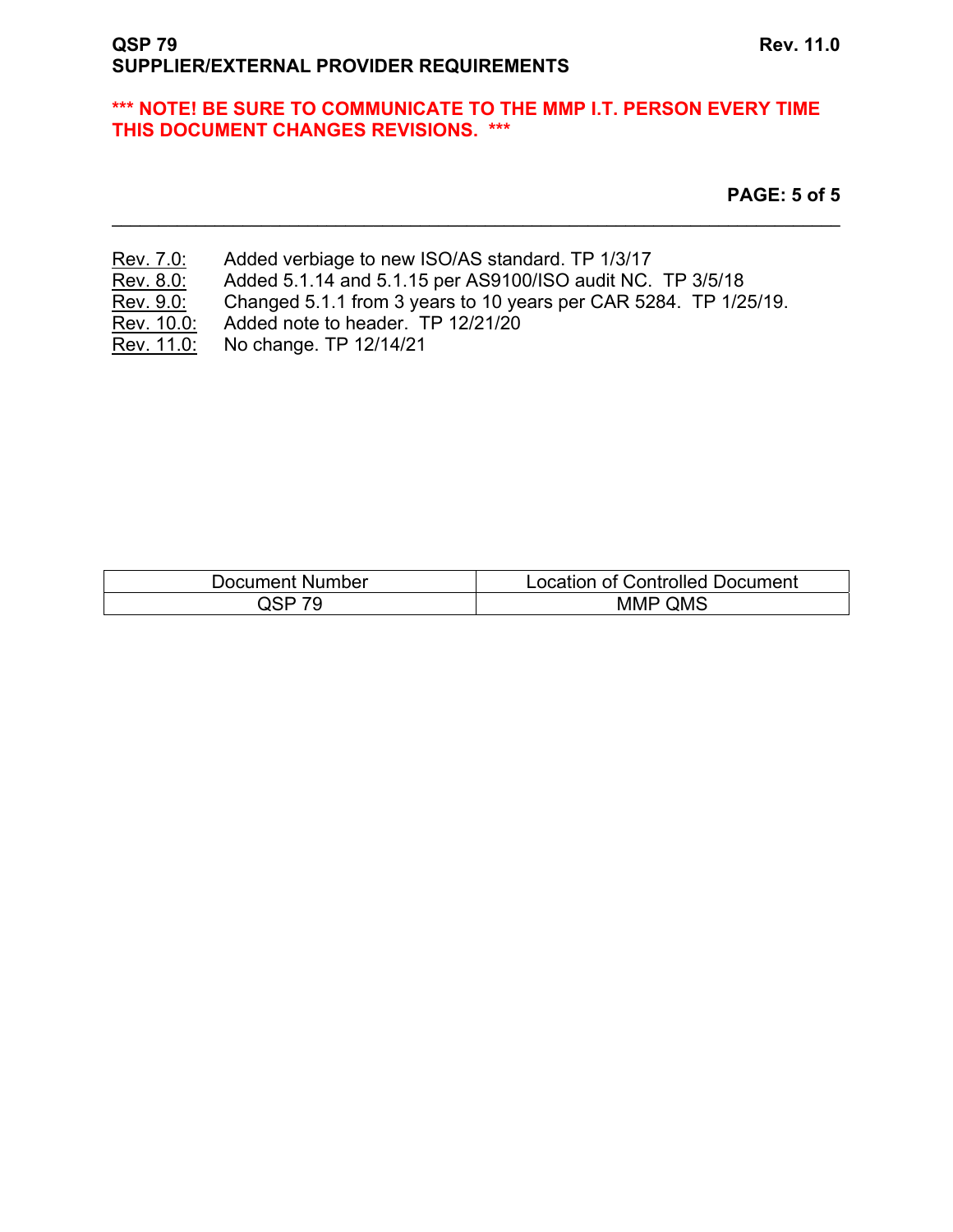Rev. 7.0: Added verbiage to new ISO/AS standard. TP 1/3/17
Rev. 8.0: Added 5.1.14 and 5.1.15 per AS9100/ISO audit NC. TP 3/5/18
Rev. 9.0: Changed 5.1.1 from 3 years to 10 years per CAR 5284. TP 1/25/19.
Rev. 10.0: Added note to header. TP 12/21/20
Rev. 11.0: No change. TP 12/14/21

| Document Number | Location of Controlled Document |
| --- | --- |
| QSP 79 | MMP QMS |